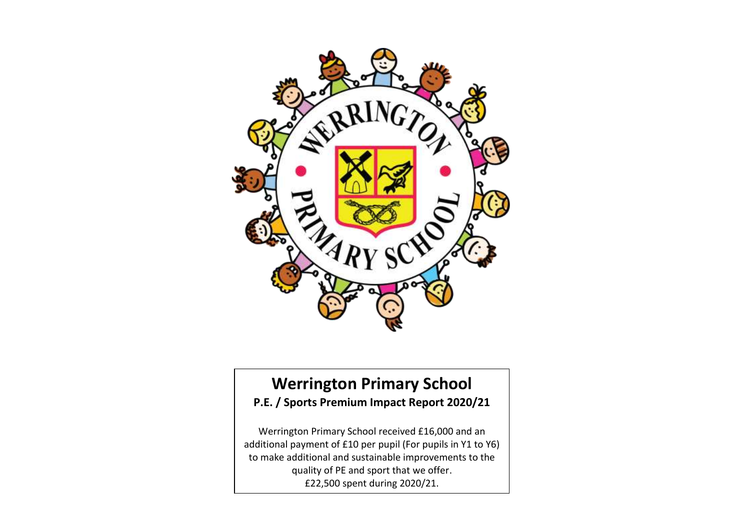# Werrington Primary School

**P.E. / Sports Premium Impact Report 2020/21**

Werrington Primary School received £16,000 and an additional payment of £10 per pupil (For pupils in Y1 to Y6) to make additional and sustainable improvements to the quality of PE and sport that we offer.

£22,500 spent during 2020/21.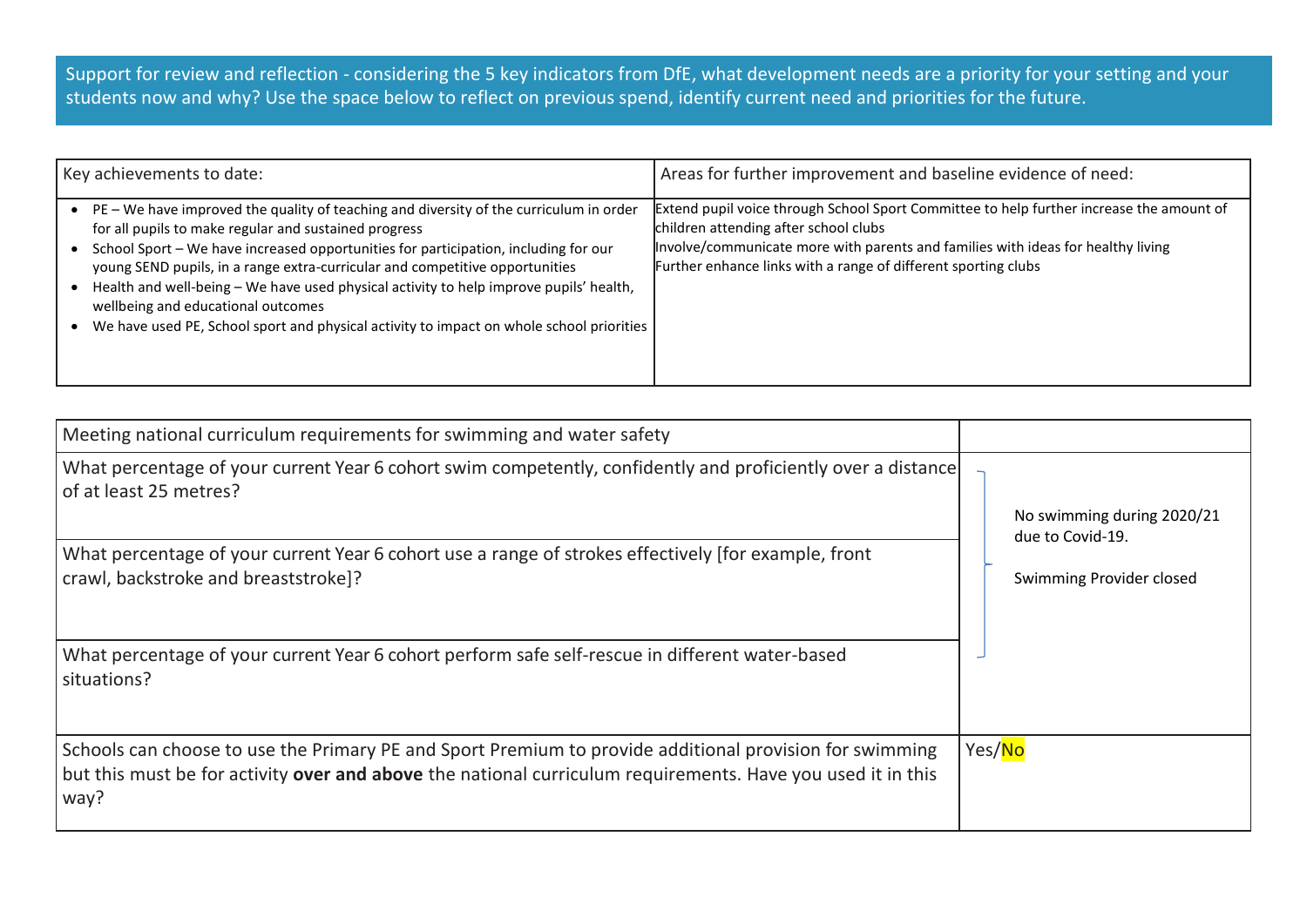Support for review and reflection - considering the 5 key indicators from DfE, what development needs are a priority for your setting and your students now and why? Use the space below to reflect on previous spend, identify current need and priorities for the future.

| Key achievements to date: | Areas for further improvement and baseline evidence of need: |
|---|---|
| • PE – We have improved the quality of teaching and diversity of the curriculum in order for all pupils to make regular and sustained progress<br>• School Sport – We have increased opportunities for participation, including for our young SEND pupils, in a range extra-curricular and competitive opportunities<br>• Health and well-being – We have used physical activity to help improve pupils' health, wellbeing and educational outcomes<br>• We have used PE, School sport and physical activity to impact on whole school priorities | Extend pupil voice through School Sport Committee to help further increase the amount of children attending after school clubs<br>Involve/communicate more with parents and families with ideas for healthy living<br>Further enhance links with a range of different sporting clubs |

| Meeting national curriculum requirements for swimming and water safety | |
|---|---|
| What percentage of your current Year 6 cohort swim competently, confidently and proficiently over a distance of at least 25 metres? | No swimming during 2020/21 due to Covid-19.<br><br>Swimming Provider closed |
| What percentage of your current Year 6 cohort use a range of strokes effectively [for example, front crawl, backstroke and breaststroke]? | |
| What percentage of your current Year 6 cohort perform safe self-rescue in different water-based situations? | |
| Schools can choose to use the Primary PE and Sport Premium to provide additional provision for swimming but this must be for activity **over and above** the national curriculum requirements. Have you used it in this way? | Yes/No |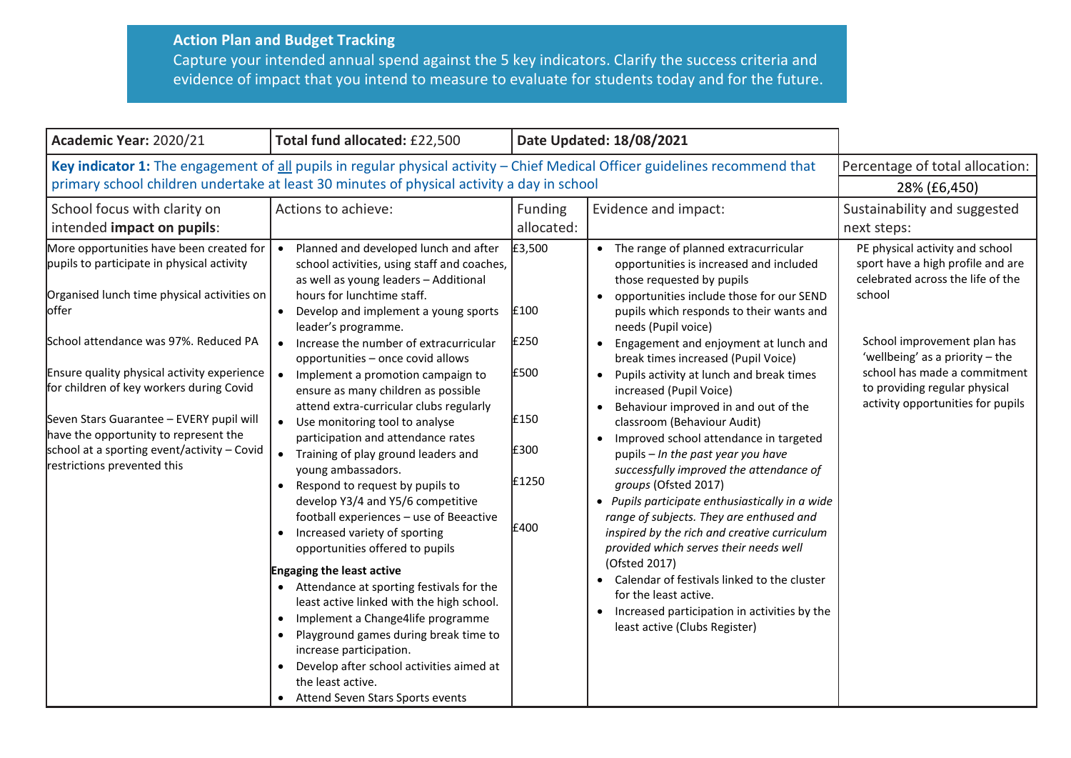**Action Plan and Budget Tracking**

Capture your intended annual spend against the 5 key indicators. Clarify the success criteria and evidence of impact that you intend to measure to evaluate for students today and for the future.

| **Academic Year:** 2020/21 | **Total fund allocated:** £22,500 | **Date Updated: 18/08/2021** | | |
|---|---|---|---|---|
| **Key indicator 1:** The engagement of all pupils in regular physical activity – Chief Medical Officer guidelines recommend that primary school children undertake at least 30 minutes of physical activity a day in school | | | | Percentage of total allocation: 28% (£6,450) |
| School focus with clarity on intended **impact on pupils**: | Actions to achieve: | Funding allocated: | Evidence and impact: | Sustainability and suggested next steps: |
| More opportunities have been created for pupils to participate in physical activity<br><br>Organised lunch time physical activities on offer<br><br>School attendance was 97%. Reduced PA<br><br>Ensure quality physical activity experience for children of key workers during Covid<br><br>Seven Stars Guarantee – EVERY pupil will have the opportunity to represent the school at a sporting event/activity – Covid restrictions prevented this | • Planned and developed lunch and after school activities, using staff and coaches, as well as young leaders – Additional hours for lunchtime staff.<br>• Develop and implement a young sports leader's programme.<br>• Increase the number of extracurricular opportunities – once covid allows<br>• Implement a promotion campaign to ensure as many children as possible attend extra-curricular clubs regularly<br>• Use monitoring tool to analyse participation and attendance rates<br>• Training of play ground leaders and young ambassadors.<br>• Respond to request by pupils to develop Y3/4 and Y5/6 competitive football experiences – use of Beeactive<br>• Increased variety of sporting opportunities offered to pupils<br><br>**Engaging the least active**<br>• Attendance at sporting festivals for the least active linked with the high school.<br>• Implement a Change4life programme<br>• Playground games during break time to increase participation.<br>• Develop after school activities aimed at the least active.<br>• Attend Seven Stars Sports events | £3,500<br><br>£100<br><br>£250<br><br>£500<br><br>£150<br><br>£300<br><br>£1250<br><br>£400 | • The range of planned extracurricular opportunities is increased and included those requested by pupils<br>• opportunities include those for our SEND pupils which responds to their wants and needs (Pupil voice)<br>• Engagement and enjoyment at lunch and break times increased (Pupil Voice)<br>• Pupils activity at lunch and break times increased (Pupil Voice)<br>• Behaviour improved in and out of the classroom (Behaviour Audit)<br>• Improved school attendance in targeted pupils – *In the past year you have successfully improved the attendance of groups* (Ofsted 2017)<br>• *Pupils participate enthusiastically in a wide range of subjects. They are enthused and inspired by the rich and creative curriculum provided which serves their needs well* (Ofsted 2017)<br>• Calendar of festivals linked to the cluster for the least active.<br>• Increased participation in activities by the least active (Clubs Register) | PE physical activity and school sport have a high profile and are celebrated across the life of the school<br><br>School improvement plan has 'wellbeing' as a priority – the school has made a commitment to providing regular physical activity opportunities for pupils |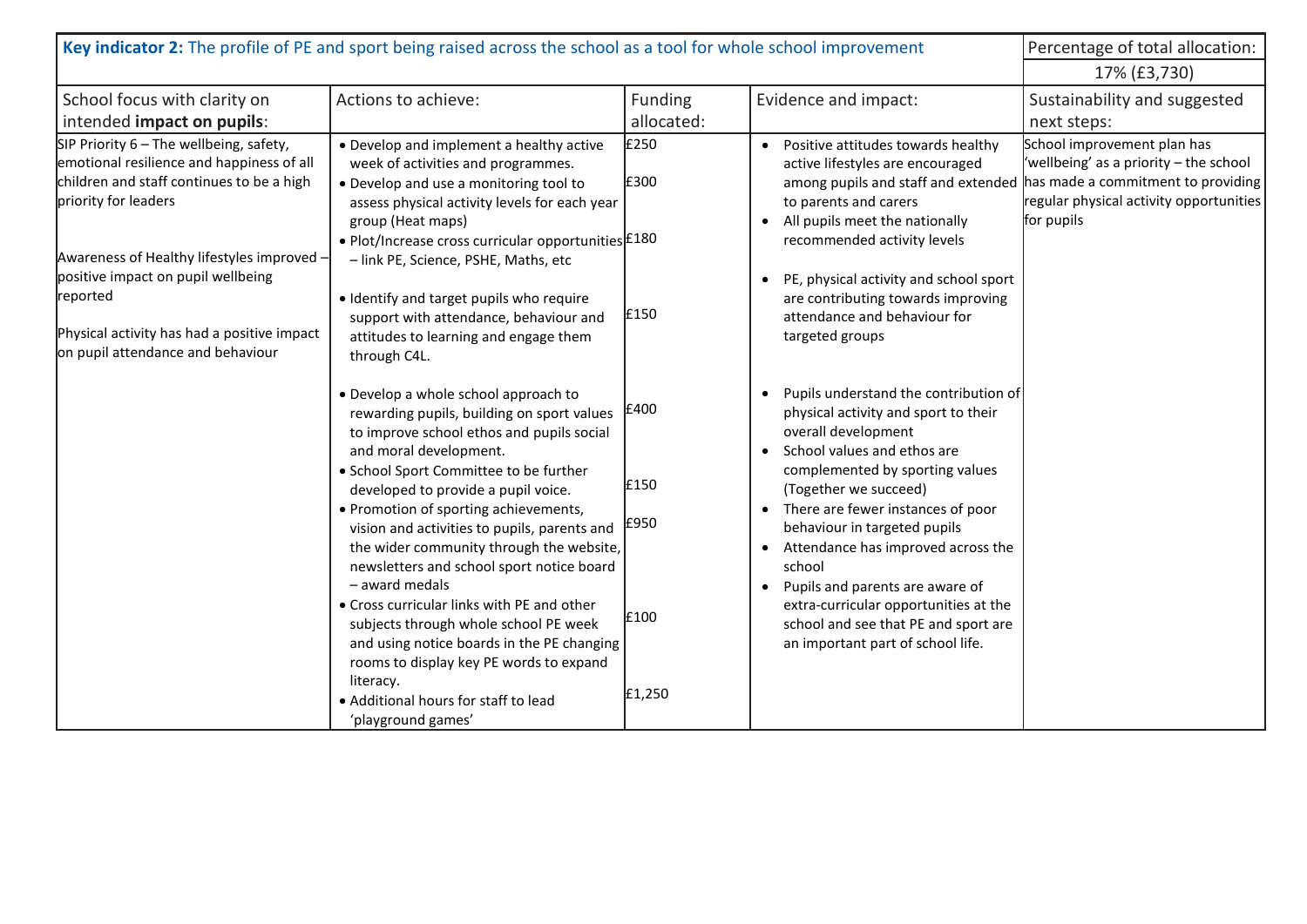| **Key indicator 2:** The profile of PE and sport being raised across the school as a tool for whole school improvement | | | | Percentage of total allocation: 17% (£3,730) |
|---|---|---|---|---|
| School focus with clarity on intended **impact on pupils**: | Actions to achieve: | Funding allocated: | Evidence and impact: | Sustainability and suggested next steps: |
| SIP Priority 6 – The wellbeing, safety, emotional resilience and happiness of all children and staff continues to be a high priority for leaders<br><br>Awareness of Healthy lifestyles improved – positive impact on pupil wellbeing reported<br><br>Physical activity has had a positive impact on pupil attendance and behaviour | • Develop and implement a healthy active week of activities and programmes.<br>• Develop and use a monitoring tool to assess physical activity levels for each year group (Heat maps)<br>• Plot/Increase cross curricular opportunities – link PE, Science, PSHE, Maths, etc<br><br>• Identify and target pupils who require support with attendance, behaviour and attitudes to learning and engage them through C4L.<br><br>• Develop a whole school approach to rewarding pupils, building on sport values to improve school ethos and pupils social and moral development.<br>• School Sport Committee to be further developed to provide a pupil voice.<br>• Promotion of sporting achievements, vision and activities to pupils, parents and the wider community through the website, newsletters and school sport notice board – award medals<br>• Cross curricular links with PE and other subjects through whole school PE week and using notice boards in the PE changing rooms to display key PE words to expand literacy.<br>• Additional hours for staff to lead 'playground games' | £250<br><br>£300<br><br>£180<br><br>£150<br><br>£400<br><br>£150<br><br>£950<br><br>£100<br><br>£1,250 | • Positive attitudes towards healthy active lifestyles are encouraged among pupils and staff and extended to parents and carers<br>• All pupils meet the nationally recommended activity levels<br><br>• PE, physical activity and school sport are contributing towards improving attendance and behaviour for targeted groups<br><br>• Pupils understand the contribution of physical activity and sport to their overall development<br>• School values and ethos are complemented by sporting values (Together we succeed)<br>• There are fewer instances of poor behaviour in targeted pupils<br>• Attendance has improved across the school<br>• Pupils and parents are aware of extra-curricular opportunities at the school and see that PE and sport are an important part of school life. | School improvement plan has 'wellbeing' as a priority – the school has made a commitment to providing regular physical activity opportunities for pupils |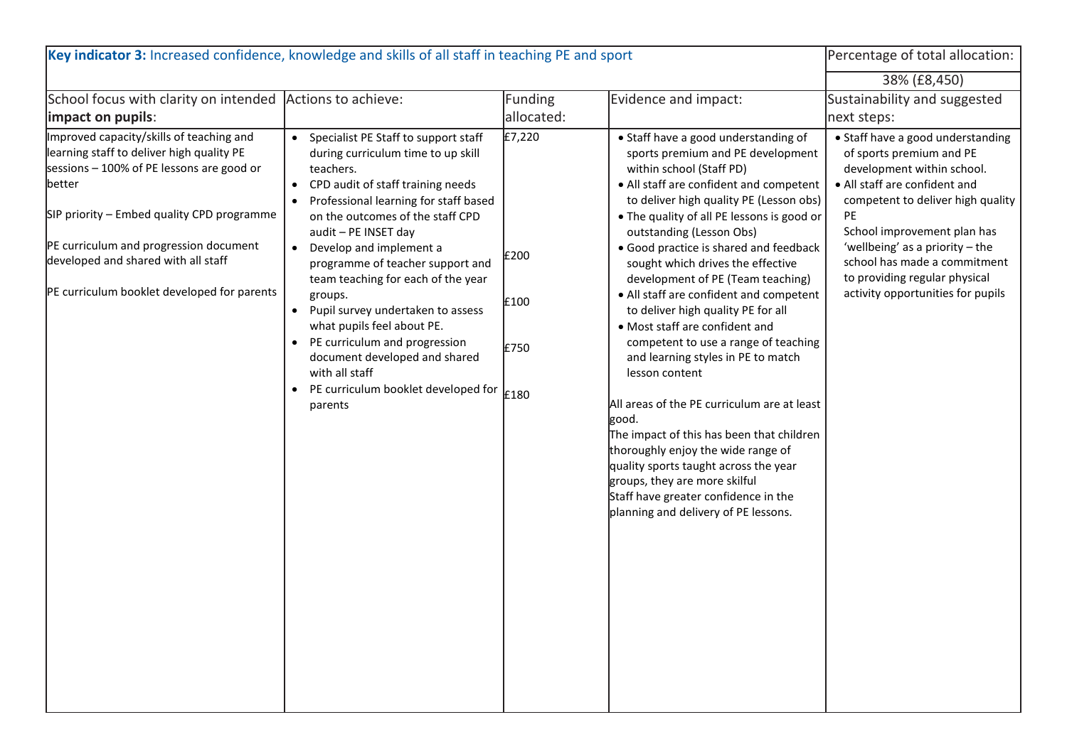| **Key indicator 3:** Increased confidence, knowledge and skills of all staff in teaching PE and sport | | | | Percentage of total allocation: |
|---|---|---|---|---|
| | | | | 38% (£8,450) |
| School focus with clarity on intended **impact on pupils**: | Actions to achieve: | Funding allocated: | Evidence and impact: | Sustainability and suggested next steps: |
| Improved capacity/skills of teaching and learning staff to deliver high quality PE sessions – 100% of PE lessons are good or better<br><br>SIP priority – Embed quality CPD programme<br><br>PE curriculum and progression document developed and shared with all staff<br><br>PE curriculum booklet developed for parents | • Specialist PE Staff to support staff during curriculum time to up skill teachers.<br>• CPD audit of staff training needs<br>• Professional learning for staff based on the outcomes of the staff CPD audit – PE INSET day<br>• Develop and implement a programme of teacher support and team teaching for each of the year groups.<br>• Pupil survey undertaken to assess what pupils feel about PE.<br>• PE curriculum and progression document developed and shared with all staff<br>• PE curriculum booklet developed for parents | £7,220<br><br>£200<br><br>£100<br><br>£750<br><br>£180 | • Staff have a good understanding of sports premium and PE development within school (Staff PD)<br>• All staff are confident and competent to deliver high quality PE (Lesson obs)<br>• The quality of all PE lessons is good or outstanding (Lesson Obs)<br>• Good practice is shared and feedback sought which drives the effective development of PE (Team teaching)<br>• All staff are confident and competent to deliver high quality PE for all<br>• Most staff are confident and competent to use a range of teaching and learning styles in PE to match lesson content<br><br>All areas of the PE curriculum are at least good.<br>The impact of this has been that children thoroughly enjoy the wide range of quality sports taught across the year groups, they are more skilful<br>Staff have greater confidence in the planning and delivery of PE lessons. | • Staff have a good understanding of sports premium and PE development within school.<br>• All staff are confident and competent to deliver high quality PE<br>School improvement plan has 'wellbeing' as a priority – the school has made a commitment to providing regular physical activity opportunities for pupils |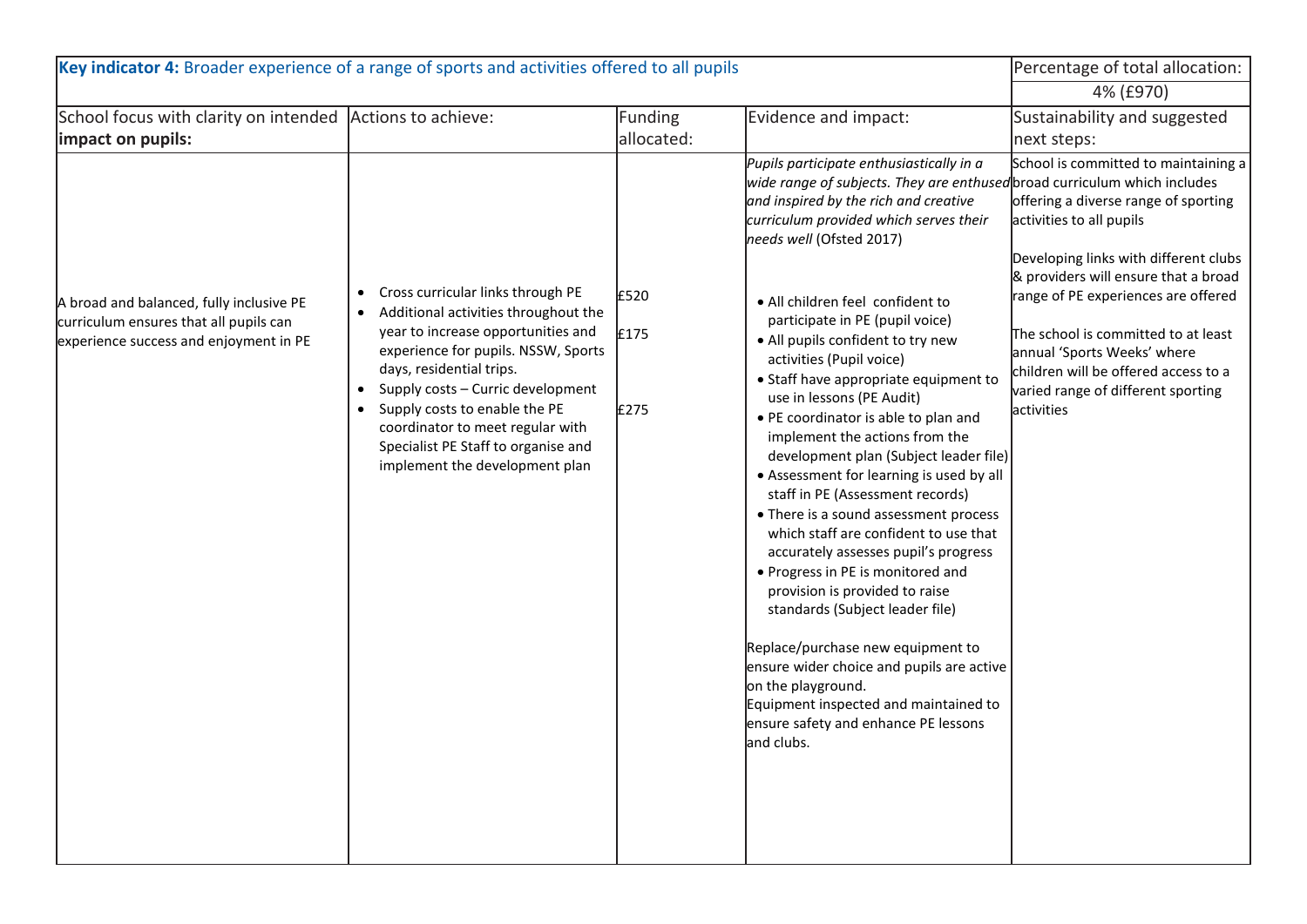| **Key indicator 4:** Broader experience of a range of sports and activities offered to all pupils | | | | Percentage of total allocation: |
|---|---|---|---|---|
| | | | | 4% (£970) |
| School focus with clarity on intended **impact on pupils:** | Actions to achieve: | Funding allocated: | Evidence and impact: | Sustainability and suggested next steps: |
| A broad and balanced, fully inclusive PE curriculum ensures that all pupils can experience success and enjoyment in PE | • Cross curricular links through PE<br>• Additional activities throughout the year to increase opportunities and experience for pupils. NSSW, Sports days, residential trips.<br>• Supply costs – Curric development<br>• Supply costs to enable the PE coordinator to meet regular with Specialist PE Staff to organise and implement the development plan | £520<br><br>£175<br><br><br>£275 | *Pupils participate enthusiastically in a wide range of subjects. They are enthused and inspired by the rich and creative curriculum provided which serves their needs well* (Ofsted 2017)<br><br>• All children feel confident to participate in PE (pupil voice)<br>• All pupils confident to try new activities (Pupil voice)<br>• Staff have appropriate equipment to use in lessons (PE Audit)<br>• PE coordinator is able to plan and implement the actions from the development plan (Subject leader file)<br>• Assessment for learning is used by all staff in PE (Assessment records)<br>• There is a sound assessment process which staff are confident to use that accurately assesses pupil's progress<br>• Progress in PE is monitored and provision is provided to raise standards (Subject leader file)<br><br>Replace/purchase new equipment to ensure wider choice and pupils are active on the playground.<br>Equipment inspected and maintained to ensure safety and enhance PE lessons and clubs. | School is committed to maintaining a broad curriculum which includes offering a diverse range of sporting activities to all pupils<br><br>Developing links with different clubs & providers will ensure that a broad range of PE experiences are offered<br><br>The school is committed to at least annual 'Sports Weeks' where children will be offered access to a varied range of different sporting activities |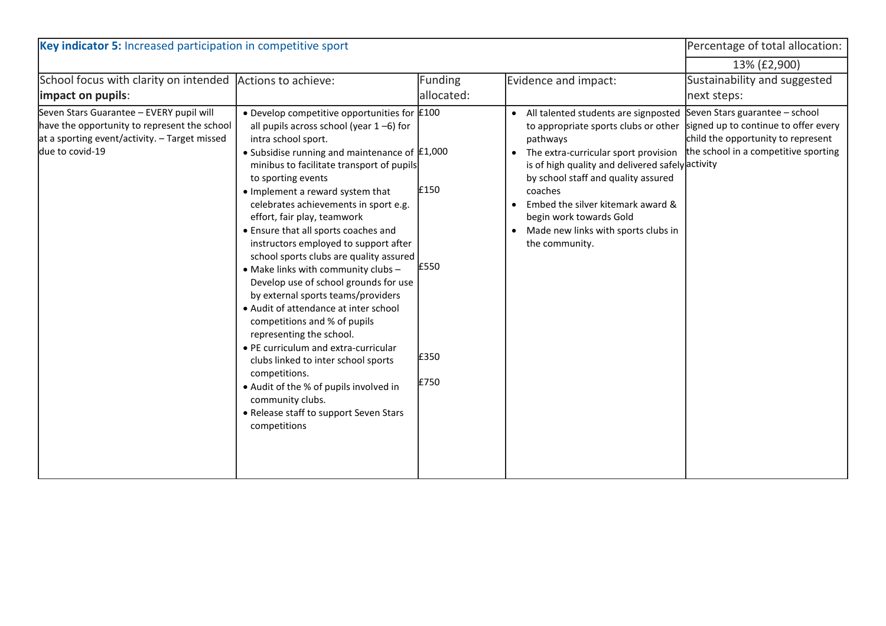| **Key indicator 5:** Increased participation in competitive sport | | | | Percentage of total allocation: |
|---|---|---|---|---|
| | | | | 13% (£2,900) |
| School focus with clarity on intended **impact on pupils**: | Actions to achieve: | Funding allocated: | Evidence and impact: | Sustainability and suggested next steps: |
| Seven Stars Guarantee – EVERY pupil will have the opportunity to represent the school at a sporting event/activity. – Target missed due to covid-19 | • Develop competitive opportunities for all pupils across school (year 1 –6) for intra school sport.<br>• Subsidise running and maintenance of minibus to facilitate transport of pupils to sporting events<br>• Implement a reward system that celebrates achievements in sport e.g. effort, fair play, teamwork<br>• Ensure that all sports coaches and instructors employed to support after school sports clubs are quality assured<br>• Make links with community clubs – Develop use of school grounds for use by external sports teams/providers<br>• Audit of attendance at inter school competitions and % of pupils representing the school.<br>• PE curriculum and extra-curricular clubs linked to inter school sports competitions.<br>• Audit of the % of pupils involved in community clubs.<br>• Release staff to support Seven Stars competitions | £100<br>£1,000<br>£150<br>£550<br>£350<br>£750 | • All talented students are signposted to appropriate sports clubs or other pathways<br>• The extra-curricular sport provision is of high quality and delivered safely by school staff and quality assured coaches<br>• Embed the silver kitemark award & begin work towards Gold<br>• Made new links with sports clubs in the community. | Seven Stars guarantee – school signed up to continue to offer every child the opportunity to represent the school in a competitive sporting activity |